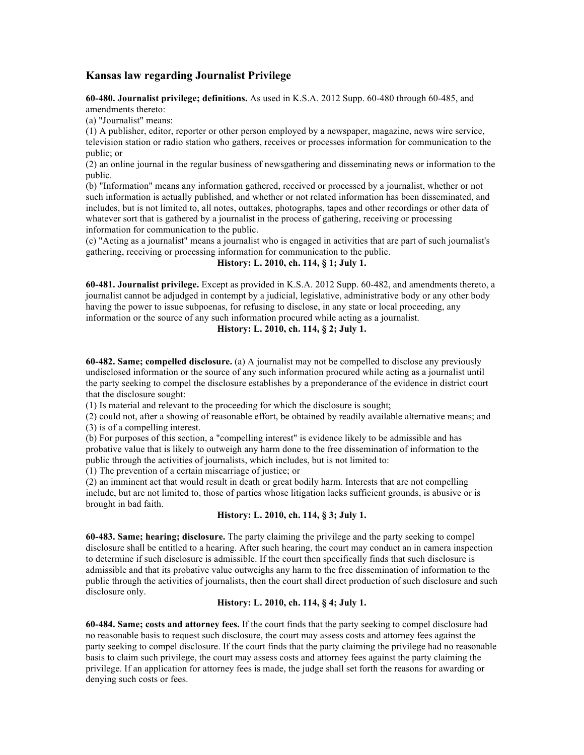## Kansas law regarding Journalist Privilege

**60-480. Journalist privilege; definitions.** As used in K.S.A. 2012 Supp. 60-480 through 60-485, and amendments thereto:

(a) "Journalist" means:

(1) A publisher, editor, reporter or other person employed by a newspaper, magazine, news wire service, television station or radio station who gathers, receives or processes information for communication to the public; or

(2) an online journal in the regular business of newsgathering and disseminating news or information to the public.

(b) "Information" means any information gathered, received or processed by a journalist, whether or not such information is actually published, and whether or not related information has been disseminated, and includes, but is not limited to, all notes, outtakes, photographs, tapes and other recordings or other data of whatever sort that is gathered by a journalist in the process of gathering, receiving or processing information for communication to the public.

(c) "Acting as a journalist" means a journalist who is engaged in activities that are part of such journalist's gathering, receiving or processing information for communication to the public.

**History: L. 2010, ch. 114, § 1; July 1.**

**60-481. Journalist privilege.** Except as provided in K.S.A. 2012 Supp. 60-482, and amendments thereto, a journalist cannot be adjudged in contempt by a judicial, legislative, administrative body or any other body having the power to issue subpoenas, for refusing to disclose, in any state or local proceeding, any information or the source of any such information procured while acting as a journalist.

**History: L. 2010, ch. 114, § 2; July 1.**

**60-482. Same; compelled disclosure.** (a) A journalist may not be compelled to disclose any previously undisclosed information or the source of any such information procured while acting as a journalist until the party seeking to compel the disclosure establishes by a preponderance of the evidence in district court that the disclosure sought:

(1) Is material and relevant to the proceeding for which the disclosure is sought;

(2) could not, after a showing of reasonable effort, be obtained by readily available alternative means; and

(3) is of a compelling interest.

(b) For purposes of this section, a "compelling interest" is evidence likely to be admissible and has probative value that is likely to outweigh any harm done to the free dissemination of information to the public through the activities of journalists, which includes, but is not limited to:

(1) The prevention of a certain miscarriage of justice; or

(2) an imminent act that would result in death or great bodily harm. Interests that are not compelling include, but are not limited to, those of parties whose litigation lacks sufficient grounds, is abusive or is brought in bad faith.

**History: L. 2010, ch. 114, § 3; July 1.**

**60-483. Same; hearing; disclosure.** The party claiming the privilege and the party seeking to compel disclosure shall be entitled to a hearing. After such hearing, the court may conduct an in camera inspection to determine if such disclosure is admissible. If the court then specifically finds that such disclosure is admissible and that its probative value outweighs any harm to the free dissemination of information to the public through the activities of journalists, then the court shall direct production of such disclosure and such disclosure only.

**History: L. 2010, ch. 114, § 4; July 1.**

**60-484. Same; costs and attorney fees.** If the court finds that the party seeking to compel disclosure had no reasonable basis to request such disclosure, the court may assess costs and attorney fees against the party seeking to compel disclosure. If the court finds that the party claiming the privilege had no reasonable basis to claim such privilege, the court may assess costs and attorney fees against the party claiming the privilege. If an application for attorney fees is made, the judge shall set forth the reasons for awarding or denying such costs or fees.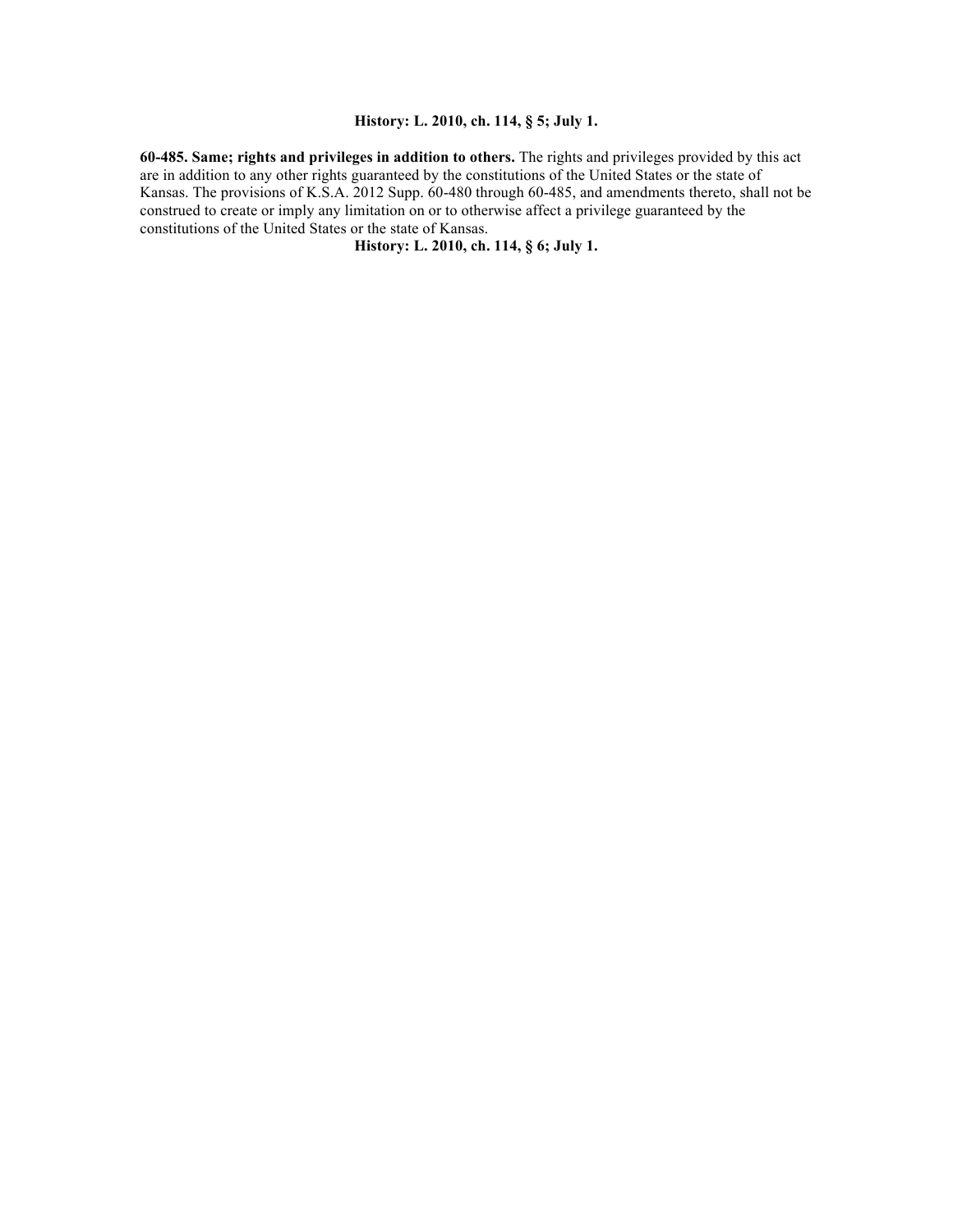**History: L. 2010, ch. 114, § 5; July 1.**

**60-485. Same; rights and privileges in addition to others.** The rights and privileges provided by this act are in addition to any other rights guaranteed by the constitutions of the United States or the state of Kansas. The provisions of K.S.A. 2012 Supp. 60-480 through 60-485, and amendments thereto, shall not be construed to create or imply any limitation on or to otherwise affect a privilege guaranteed by the constitutions of the United States or the state of Kansas.

**History: L. 2010, ch. 114, § 6; July 1.**